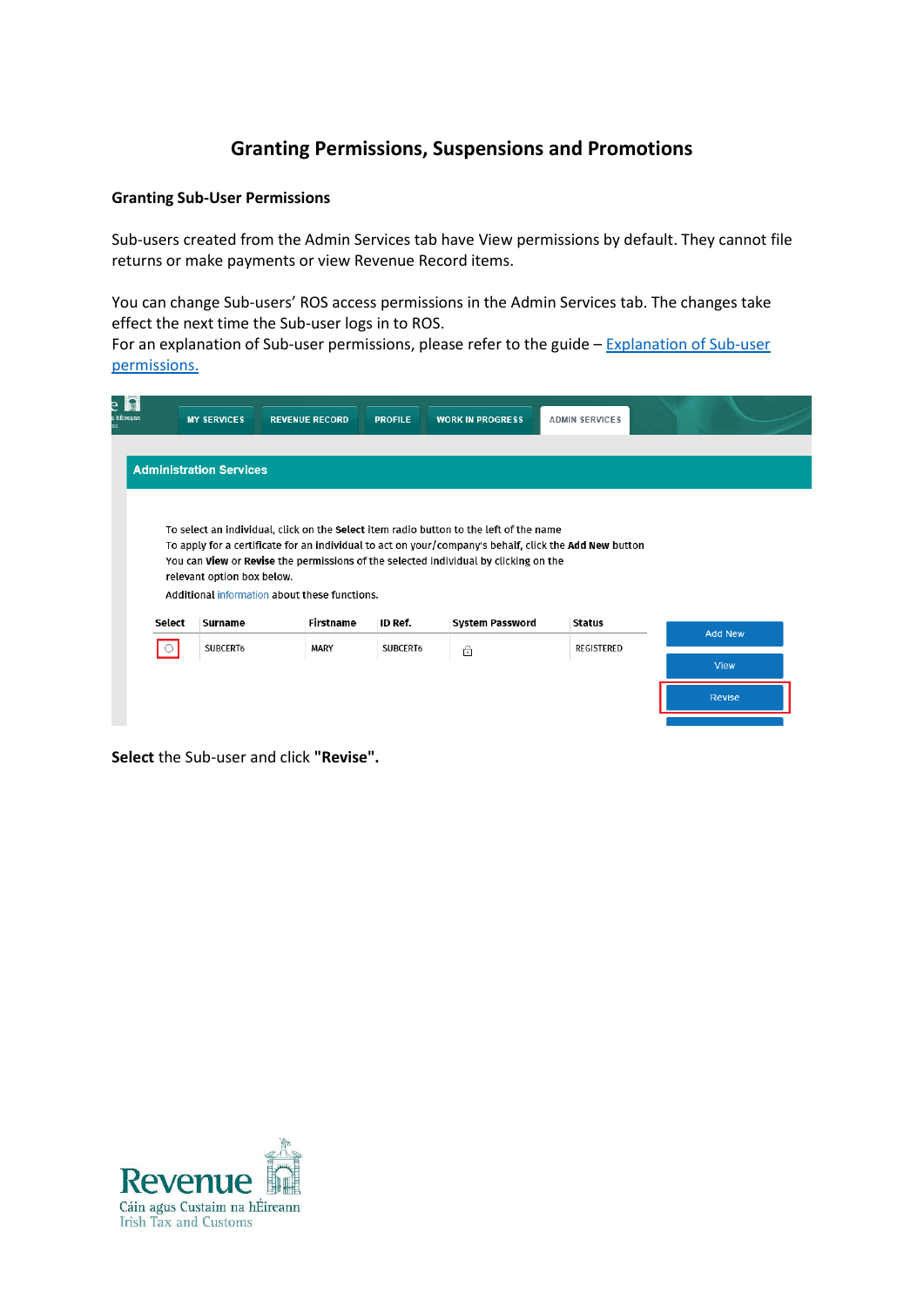# Granting Permissions, Suspensions and Promotions

## Granting Sub-User Permissions

Sub-users created from the Admin Services tab have View permissions by default. They cannot file returns or make payments or view Revenue Record items.

You can change Sub-users' ROS access permissions in the Admin Services tab. The changes take effect the next time the Sub-user logs in to ROS.
For an explanation of Sub-user permissions, please refer to the guide – [Explanation of Sub-user permissions.]()

**Select** the Sub-user and click **"Revise".**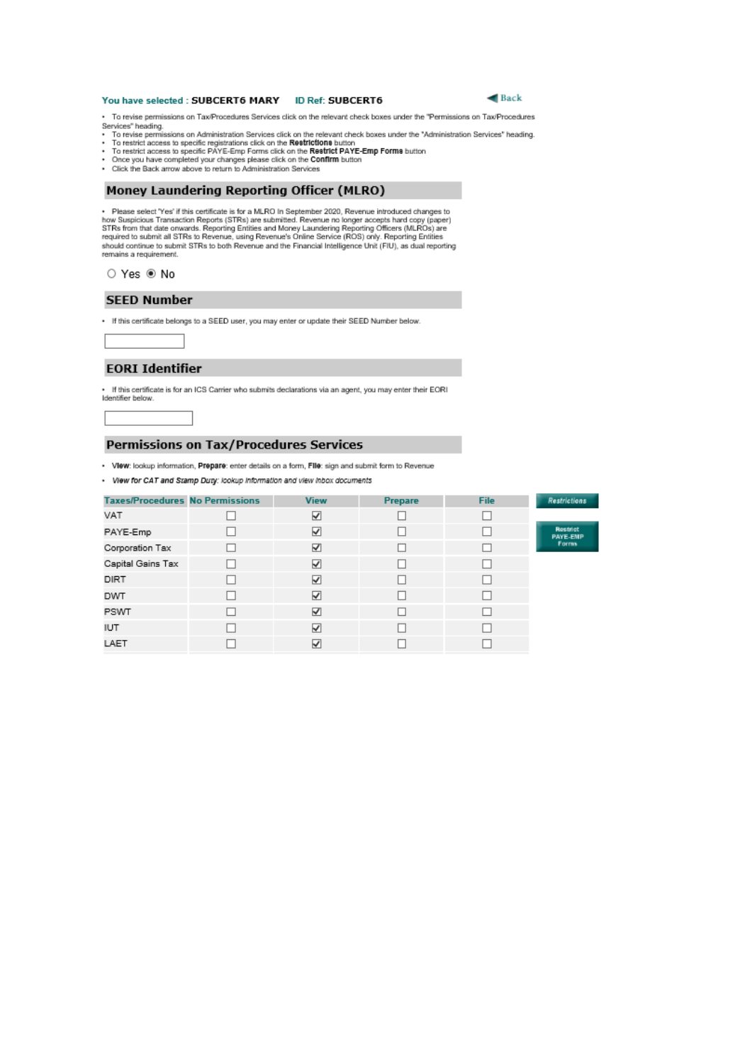**You have selected : SUBCERT6 MARY** **ID Ref: SUBCERT6**

Back

- To revise permissions on Tax/Procedures Services click on the relevant check boxes under the "Permissions on Tax/Procedures Services" heading.
- To revise permissions on Administration Services click on the relevant check boxes under the "Administration Services" heading.
- To restrict access to specific registrations click on the **Restrictions** button
- To restrict access to specific PAYE-Emp Forms click on the **Restrict PAYE-Emp Forms** button
- Once you have completed your changes please click on the **Confirm** button
- Click the Back arrow above to return to Administration Services

## Money Laundering Reporting Officer (MLRO)

- Please select 'Yes' if this certificate is for a MLRO In September 2020, Revenue introduced changes to how Suspicious Transaction Reports (STRs) are submitted. Revenue no longer accepts hard copy (paper) STRs from that date onwards. Reporting Entities and Money Laundering Reporting Officers (MLROs) are required to submit all STRs to Revenue, using Revenue's Online Service (ROS) only. Reporting Entities should continue to submit STRs to both Revenue and the Financial Intelligence Unit (FIU), as dual reporting remains a requirement.

○ Yes ◉ No

## SEED Number

- If this certificate belongs to a SEED user, you may enter or update their SEED Number below.

## EORI Identifier

- If this certificate is for an ICS Carrier who submits declarations via an agent, you may enter their EORI Identifier below.

## Permissions on Tax/Procedures Services

- **View**: lookup information, **Prepare**: enter details on a form, **File**: sign and submit form to Revenue
- ***View for CAT and Stamp Duty**: lookup information and view inbox documents*

| Taxes/Procedures | No Permissions | View | Prepare | File |
|---|---|---|---|---|
| VAT | ☐ | ☑ | ☐ | ☐ |
| PAYE-Emp | ☐ | ☑ | ☐ | ☐ |
| Corporation Tax | ☐ | ☑ | ☐ | ☐ |
| Capital Gains Tax | ☐ | ☑ | ☐ | ☐ |
| DIRT | ☐ | ☑ | ☐ | ☐ |
| DWT | ☐ | ☑ | ☐ | ☐ |
| PSWT | ☐ | ☑ | ☐ | ☐ |
| IUT | ☐ | ☑ | ☐ | ☐ |
| LAET | ☐ | ☑ | ☐ | ☐ |

Restrictions

Restrict PAYE-EMP Forms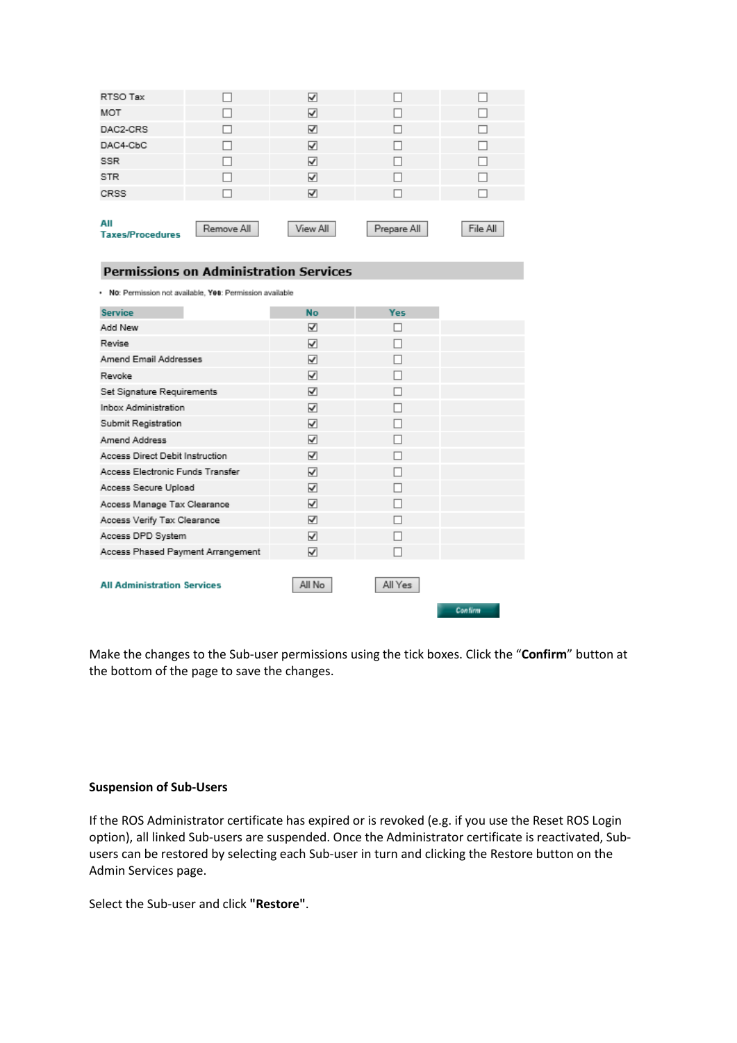| RTSO Tax | ☐ | ☑ | ☐ | ☐ |
|---|---|---|---|---|
| MOT | ☐ | ☑ | ☐ | ☐ |
| DAC2-CRS | ☐ | ☑ | ☐ | ☐ |
| DAC4-CbC | ☐ | ☑ | ☐ | ☐ |
| SSR | ☐ | ☑ | ☐ | ☐ |
| STR | ☐ | ☑ | ☐ | ☐ |
| CRSS | ☐ | ☑ | ☐ | ☐ |
| **All Taxes/Procedures** | Remove All | View All | Prepare All | File All |

## Permissions on Administration Services

- **No**: Permission not available, **Yes**: Permission available

| Service | No | Yes |
|---|---|---|
| Add New | ☑ | ☐ |
| Revise | ☑ | ☐ |
| Amend Email Addresses | ☑ | ☐ |
| Revoke | ☑ | ☐ |
| Set Signature Requirements | ☑ | ☐ |
| Inbox Administration | ☑ | ☐ |
| Submit Registration | ☑ | ☐ |
| Amend Address | ☑ | ☐ |
| Access Direct Debit Instruction | ☑ | ☐ |
| Access Electronic Funds Transfer | ☑ | ☐ |
| Access Secure Upload | ☑ | ☐ |
| Access Manage Tax Clearance | ☑ | ☐ |
| Access Verify Tax Clearance | ☑ | ☐ |
| Access DPD System | ☑ | ☐ |
| Access Phased Payment Arrangement | ☑ | ☐ |
| **All Administration Services** | All No | All Yes |

Confirm

Make the changes to the Sub-user permissions using the tick boxes. Click the "**Confirm**" button at the bottom of the page to save the changes.

**Suspension of Sub-Users**

If the ROS Administrator certificate has expired or is revoked (e.g. if you use the Reset ROS Login option), all linked Sub-users are suspended. Once the Administrator certificate is reactivated, Sub-users can be restored by selecting each Sub-user in turn and clicking the Restore button on the Admin Services page.

Select the Sub-user and click **"Restore"**.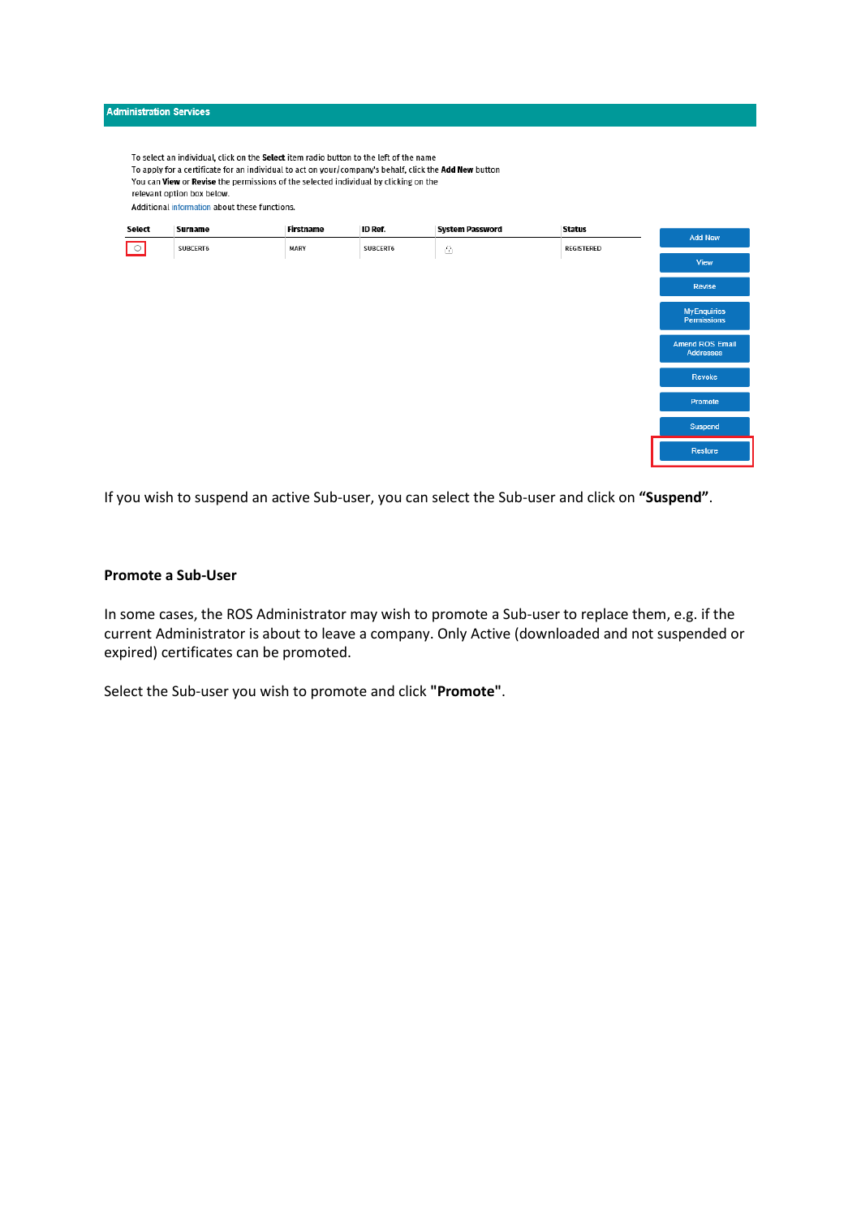**Administration Services**

To select an individual, click on the **Select** item radio button to the left of the name
To apply for a certificate for an individual to act on your/company's behalf, click the **Add New** button
You can **View** or **Revise** the permissions of the selected individual by clicking on the relevant option box below.
Additional information about these functions.

| Select | Surname | Firstname | ID Ref. | System Password | Status |
| --- | --- | --- | --- | --- | --- |
| ○ | SUBCERT6 | MARY | SUBCERT6 | | REGISTERED |

Add New
View
Revise
MyEnquiries Permissions
Amend ROS Email Addresses
Revoke
Promote
Suspend
Restore

If you wish to suspend an active Sub-user, you can select the Sub-user and click on **"Suspend"**.

**Promote a Sub-User**

In some cases, the ROS Administrator may wish to promote a Sub-user to replace them, e.g. if the current Administrator is about to leave a company. Only Active (downloaded and not suspended or expired) certificates can be promoted.

Select the Sub-user you wish to promote and click **"Promote"**.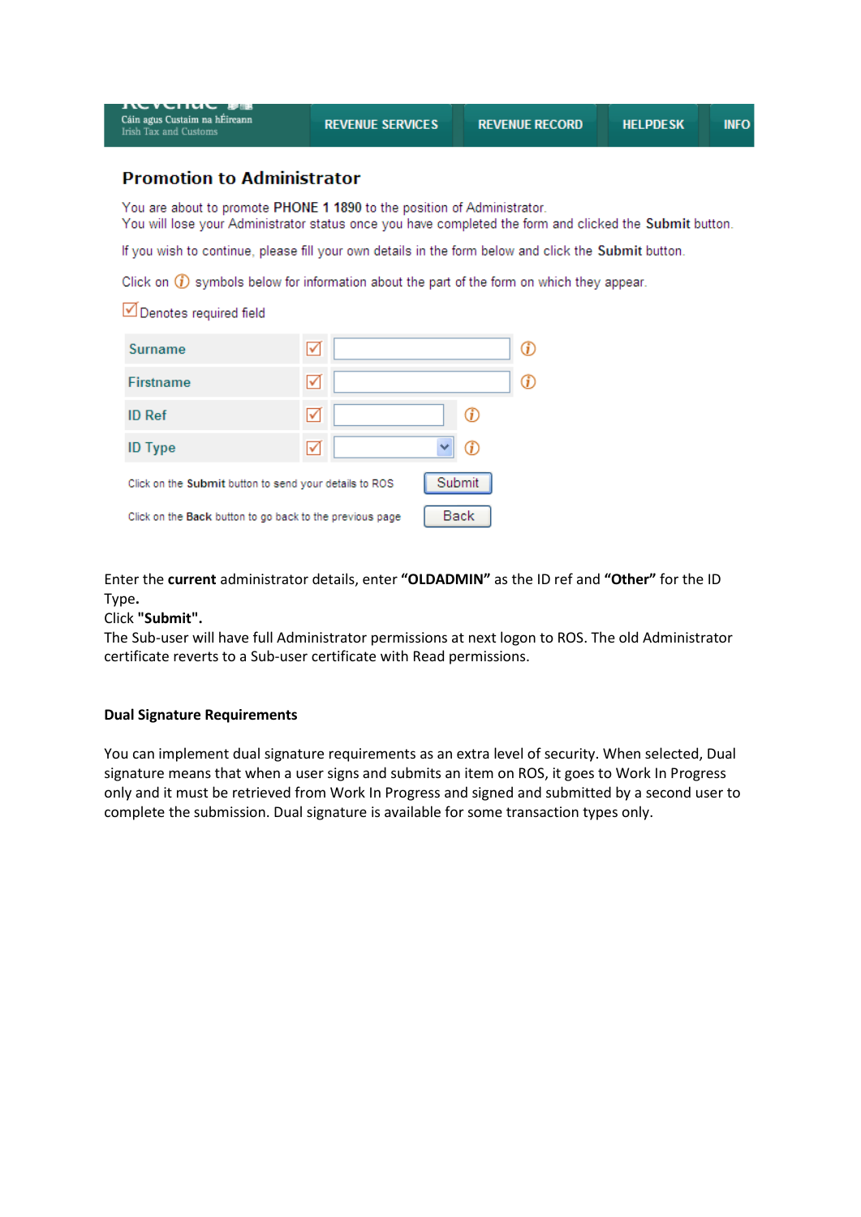Revenue
Cáin agus Custaim na hÉireann
Irish Tax and Customs

REVENUE SERVICES | REVENUE RECORD | HELPDESK | INFO

## Promotion to Administrator

You are about to promote **PHONE 1 1890** to the position of Administrator.
You will lose your Administrator status once you have completed the form and clicked the **Submit** button.

If you wish to continue, please fill your own details in the form below and click the **Submit** button.

Click on ⓘ symbols below for information about the part of the form on which they appear.

☑ Denotes required field

| | | |
|---|---|---|
| Surname | ☑ | ⓘ |
| Firstname | ☑ | ⓘ |
| ID Ref | ☑ | ⓘ |
| ID Type | ☑ | ⓘ |

Click on the **Submit** button to send your details to ROS [Submit]

Click on the **Back** button to go back to the previous page [Back]

Enter the **current** administrator details, enter **"OLDADMIN"** as the ID ref and **"Other"** for the ID Type**.**
Click **"Submit".**
The Sub-user will have full Administrator permissions at next logon to ROS. The old Administrator certificate reverts to a Sub-user certificate with Read permissions.

**Dual Signature Requirements**

You can implement dual signature requirements as an extra level of security. When selected, Dual signature means that when a user signs and submits an item on ROS, it goes to Work In Progress only and it must be retrieved from Work In Progress and signed and submitted by a second user to complete the submission. Dual signature is available for some transaction types only.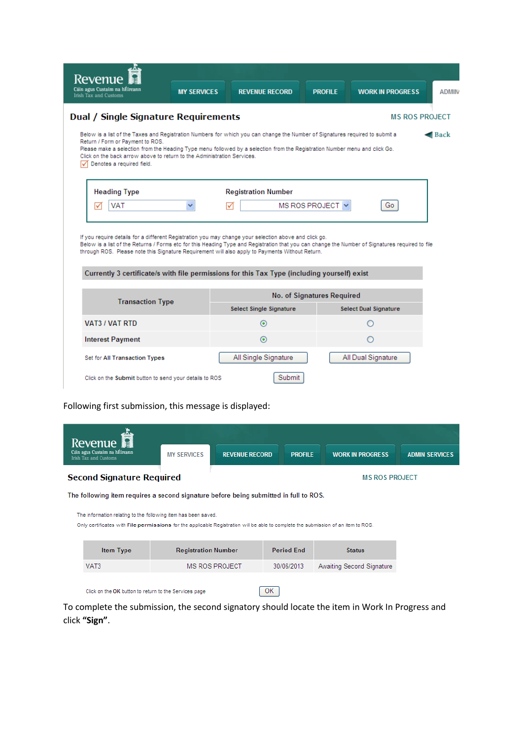Revenue
Cáin agus Custaim na hÉireann
Irish Tax and Customs

MY SERVICES | REVENUE RECORD | PROFILE | WORK IN PROGRESS | ADMIN

## Dual / Single Signature Requirements

MS ROS PROJECT

Back

Below is a list of the Taxes and Registration Numbers for which you can change the Number of Signatures required to submit a Return / Form or Payment to ROS.
Please make a selection from the Heading Type menu followed by a selection from the Registration Number menu and click Go.
Click on the back arrow above to return to the Administration Services.
Denotes a required field.

Heading Type: VAT
Registration Number: MS ROS PROJECT
Go

If you require details for a different Registration you may change your selection above and click go.
Below is a list of the Returns / Forms etc for this Heading Type and Registration that you can change the Number of Signatures required to file through ROS. Please note this Signature Requirement will also apply to Payments Without Return.

**Currently 3 certificate/s with file permissions for this Tax Type (including yourself) exist**

| Transaction Type | No. of Signatures Required | |
|---|---|---|
| | Select Single Signature | Select Dual Signature |
| VAT3 / VAT RTD | ◉ | ○ |
| Interest Payment | ◉ | ○ |
| Set for **All Transaction Types** | All Single Signature | All Dual Signature |

Click on the **Submit** button to send your details to ROS  Submit

Following first submission, this message is displayed:

Revenue
Cáin agus Custaim na hÉireann
Irish Tax and Customs

MY SERVICES | REVENUE RECORD | PROFILE | WORK IN PROGRESS | ADMIN SERVICES

## Second Signature Required

MS ROS PROJECT

The following item requires a second signature before being submitted in full to ROS.

The information relating to the following item has been saved.
Only certificates with **File permissions** for the applicable Registration will be able to complete the submission of an item to ROS.

| Item Type | Registration Number | Period End | Status |
|---|---|---|---|
| VAT3 | MS ROS PROJECT | 30/06/2013 | Awaiting Second Signature |

Click on the **OK** button to return to the Services page  OK

To complete the submission, the second signatory should locate the item in Work In Progress and click **"Sign"**.